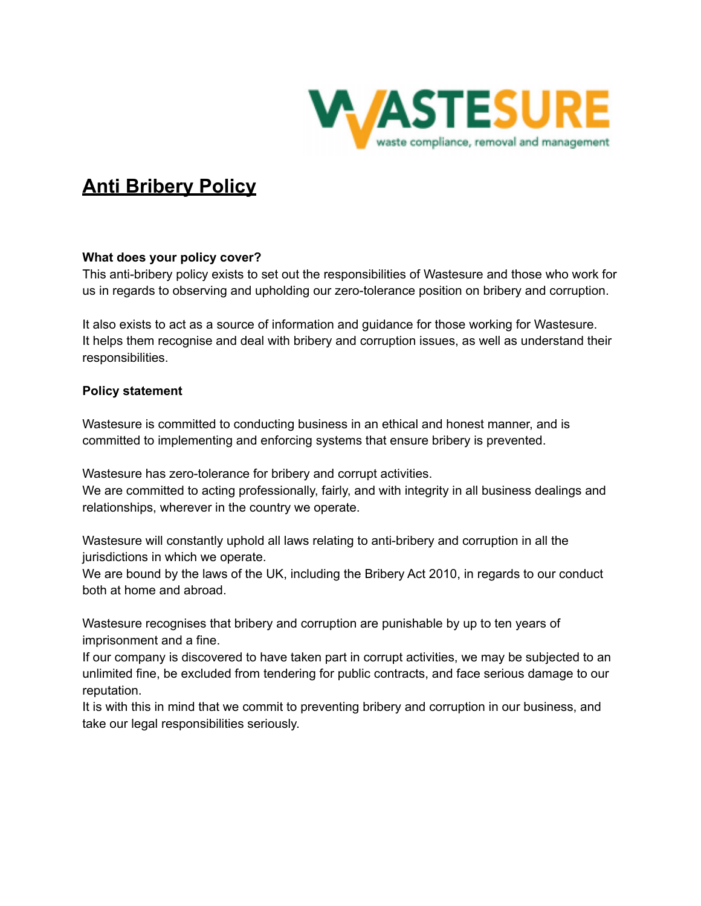# Anti Bribery Policy

**What does your policy cover?**

This anti-bribery policy exists to set out the responsibilities of Wastesure and those who work for us in regards to observing and upholding our zero-tolerance position on bribery and corruption.

It also exists to act as a source of information and guidance for those working for Wastesure. It helps them recognise and deal with bribery and corruption issues, as well as understand their responsibilities.

**Policy statement**

Wastesure is committed to conducting business in an ethical and honest manner, and is committed to implementing and enforcing systems that ensure bribery is prevented.

Wastesure has zero-tolerance for bribery and corrupt activities.
We are committed to acting professionally, fairly, and with integrity in all business dealings and relationships, wherever in the country we operate.

Wastesure will constantly uphold all laws relating to anti-bribery and corruption in all the jurisdictions in which we operate.
We are bound by the laws of the UK, including the Bribery Act 2010, in regards to our conduct both at home and abroad.

Wastesure recognises that bribery and corruption are punishable by up to ten years of imprisonment and a fine.
If our company is discovered to have taken part in corrupt activities, we may be subjected to an unlimited fine, be excluded from tendering for public contracts, and face serious damage to our reputation.
It is with this in mind that we commit to preventing bribery and corruption in our business, and take our legal responsibilities seriously.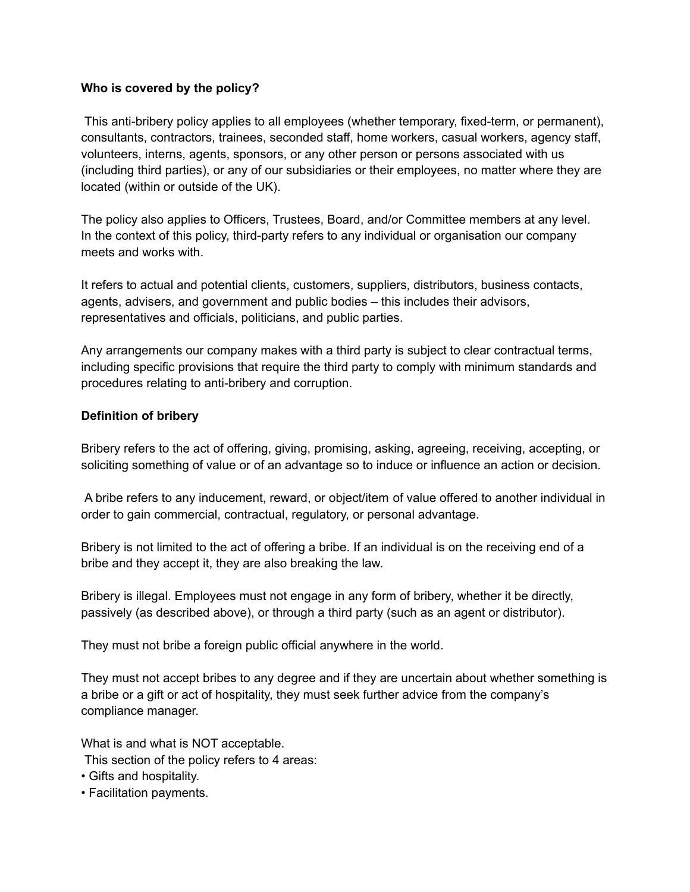**Who is covered by the policy?**

This anti-bribery policy applies to all employees (whether temporary, fixed-term, or permanent), consultants, contractors, trainees, seconded staff, home workers, casual workers, agency staff, volunteers, interns, agents, sponsors, or any other person or persons associated with us (including third parties), or any of our subsidiaries or their employees, no matter where they are located (within or outside of the UK).

The policy also applies to Officers, Trustees, Board, and/or Committee members at any level. In the context of this policy, third-party refers to any individual or organisation our company meets and works with.

It refers to actual and potential clients, customers, suppliers, distributors, business contacts, agents, advisers, and government and public bodies – this includes their advisors, representatives and officials, politicians, and public parties.

Any arrangements our company makes with a third party is subject to clear contractual terms, including specific provisions that require the third party to comply with minimum standards and procedures relating to anti-bribery and corruption.

**Definition of bribery**

Bribery refers to the act of offering, giving, promising, asking, agreeing, receiving, accepting, or soliciting something of value or of an advantage so to induce or influence an action or decision.

A bribe refers to any inducement, reward, or object/item of value offered to another individual in order to gain commercial, contractual, regulatory, or personal advantage.

Bribery is not limited to the act of offering a bribe. If an individual is on the receiving end of a bribe and they accept it, they are also breaking the law.

Bribery is illegal. Employees must not engage in any form of bribery, whether it be directly, passively (as described above), or through a third party (such as an agent or distributor).

They must not bribe a foreign public official anywhere in the world.

They must not accept bribes to any degree and if they are uncertain about whether something is a bribe or a gift or act of hospitality, they must seek further advice from the company's compliance manager.

What is and what is NOT acceptable.
This section of the policy refers to 4 areas:
- Gifts and hospitality.
- Facilitation payments.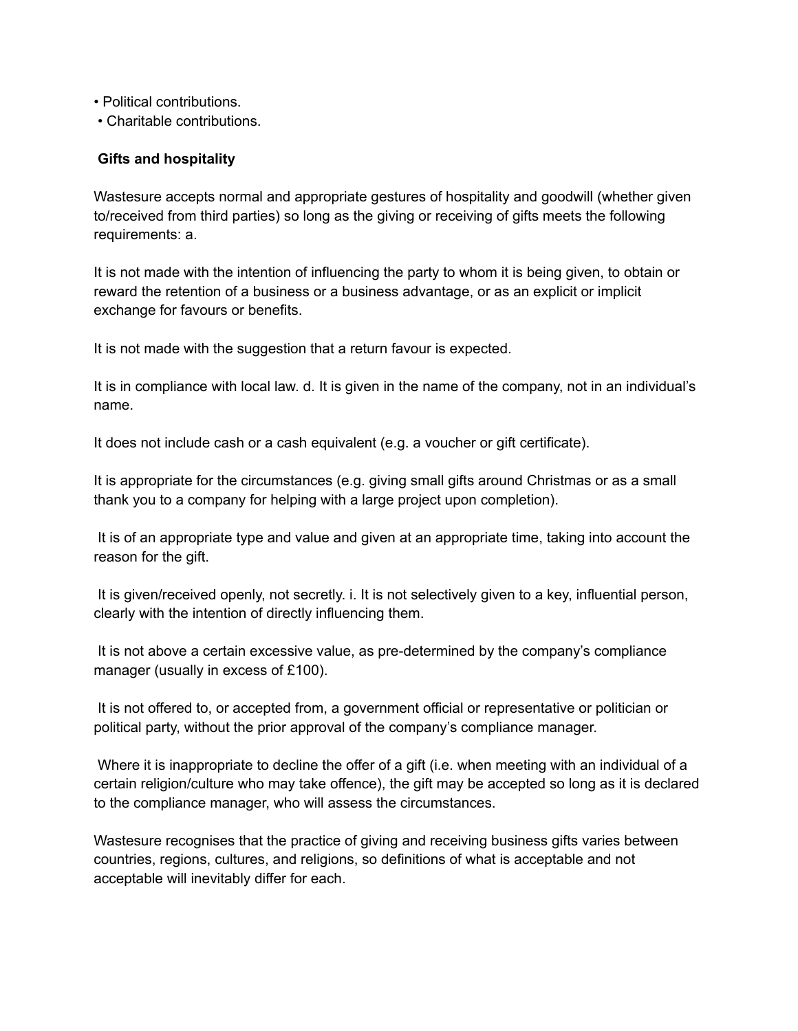- Political contributions.
- Charitable contributions.

**Gifts and hospitality**

Wastesure accepts normal and appropriate gestures of hospitality and goodwill (whether given to/received from third parties) so long as the giving or receiving of gifts meets the following requirements: a.

It is not made with the intention of influencing the party to whom it is being given, to obtain or reward the retention of a business or a business advantage, or as an explicit or implicit exchange for favours or benefits.

It is not made with the suggestion that a return favour is expected.

It is in compliance with local law. d. It is given in the name of the company, not in an individual's name.

It does not include cash or a cash equivalent (e.g. a voucher or gift certificate).

It is appropriate for the circumstances (e.g. giving small gifts around Christmas or as a small thank you to a company for helping with a large project upon completion).

It is of an appropriate type and value and given at an appropriate time, taking into account the reason for the gift.

It is given/received openly, not secretly. i. It is not selectively given to a key, influential person, clearly with the intention of directly influencing them.

It is not above a certain excessive value, as pre-determined by the company's compliance manager (usually in excess of £100).

It is not offered to, or accepted from, a government official or representative or politician or political party, without the prior approval of the company's compliance manager.

Where it is inappropriate to decline the offer of a gift (i.e. when meeting with an individual of a certain religion/culture who may take offence), the gift may be accepted so long as it is declared to the compliance manager, who will assess the circumstances.

Wastesure recognises that the practice of giving and receiving business gifts varies between countries, regions, cultures, and religions, so definitions of what is acceptable and not acceptable will inevitably differ for each.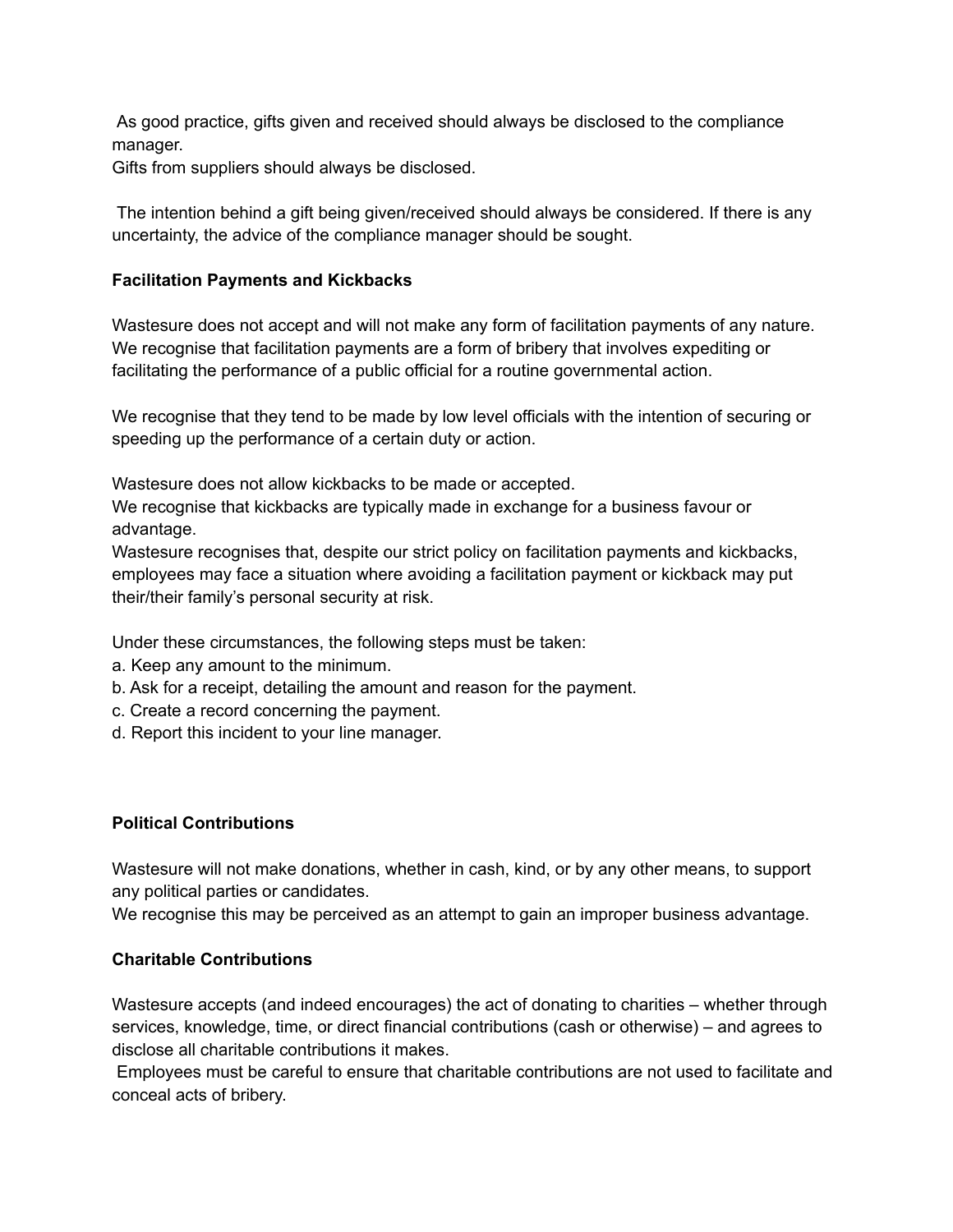As good practice, gifts given and received should always be disclosed to the compliance manager.
Gifts from suppliers should always be disclosed.

The intention behind a gift being given/received should always be considered. If there is any uncertainty, the advice of the compliance manager should be sought.

**Facilitation Payments and Kickbacks**

Wastesure does not accept and will not make any form of facilitation payments of any nature. We recognise that facilitation payments are a form of bribery that involves expediting or facilitating the performance of a public official for a routine governmental action.

We recognise that they tend to be made by low level officials with the intention of securing or speeding up the performance of a certain duty or action.

Wastesure does not allow kickbacks to be made or accepted.
We recognise that kickbacks are typically made in exchange for a business favour or advantage.
Wastesure recognises that, despite our strict policy on facilitation payments and kickbacks, employees may face a situation where avoiding a facilitation payment or kickback may put their/their family's personal security at risk.

Under these circumstances, the following steps must be taken:
a. Keep any amount to the minimum.
b. Ask for a receipt, detailing the amount and reason for the payment.
c. Create a record concerning the payment.
d. Report this incident to your line manager.

**Political Contributions**

Wastesure will not make donations, whether in cash, kind, or by any other means, to support any political parties or candidates.
We recognise this may be perceived as an attempt to gain an improper business advantage.

**Charitable Contributions**

Wastesure accepts (and indeed encourages) the act of donating to charities – whether through services, knowledge, time, or direct financial contributions (cash or otherwise) – and agrees to disclose all charitable contributions it makes.
Employees must be careful to ensure that charitable contributions are not used to facilitate and conceal acts of bribery.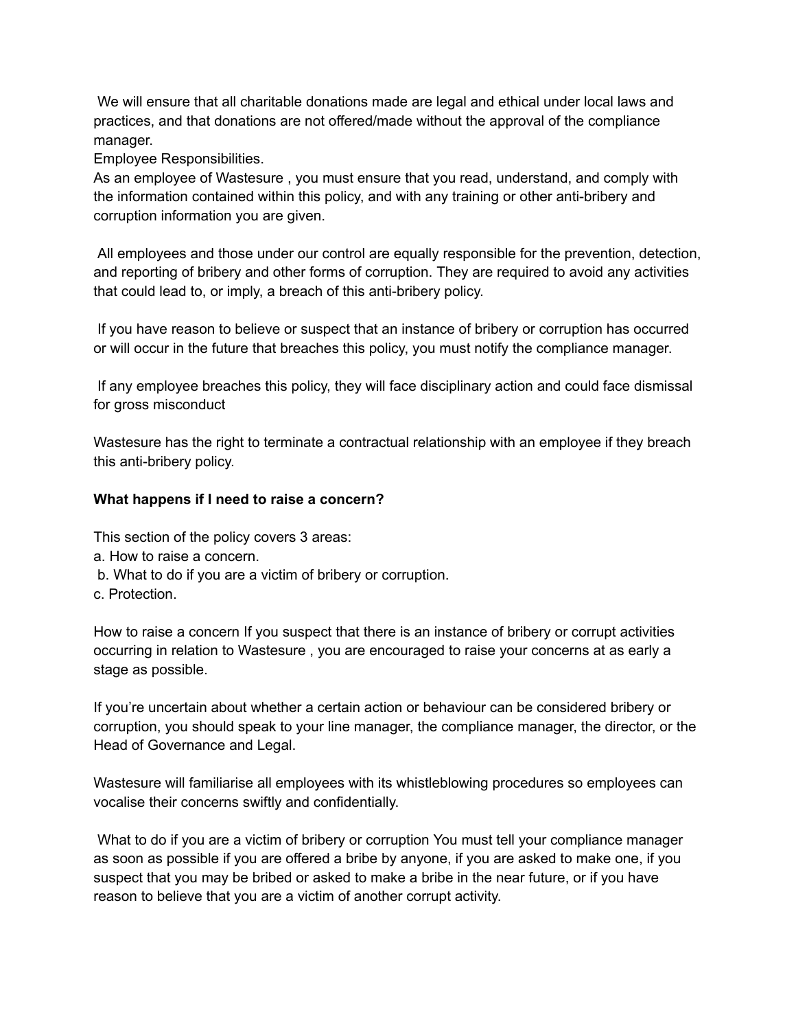We will ensure that all charitable donations made are legal and ethical under local laws and practices, and that donations are not offered/made without the approval of the compliance manager.

Employee Responsibilities.

As an employee of Wastesure , you must ensure that you read, understand, and comply with the information contained within this policy, and with any training or other anti-bribery and corruption information you are given.

All employees and those under our control are equally responsible for the prevention, detection, and reporting of bribery and other forms of corruption. They are required to avoid any activities that could lead to, or imply, a breach of this anti-bribery policy.

If you have reason to believe or suspect that an instance of bribery or corruption has occurred or will occur in the future that breaches this policy, you must notify the compliance manager.

If any employee breaches this policy, they will face disciplinary action and could face dismissal for gross misconduct

Wastesure has the right to terminate a contractual relationship with an employee if they breach this anti-bribery policy.

**What happens if I need to raise a concern?**

This section of the policy covers 3 areas:

a. How to raise a concern.
b. What to do if you are a victim of bribery or corruption.
c. Protection.

How to raise a concern If you suspect that there is an instance of bribery or corrupt activities occurring in relation to Wastesure , you are encouraged to raise your concerns at as early a stage as possible.

If you're uncertain about whether a certain action or behaviour can be considered bribery or corruption, you should speak to your line manager, the compliance manager, the director, or the Head of Governance and Legal.

Wastesure will familiarise all employees with its whistleblowing procedures so employees can vocalise their concerns swiftly and confidentially.

What to do if you are a victim of bribery or corruption You must tell your compliance manager as soon as possible if you are offered a bribe by anyone, if you are asked to make one, if you suspect that you may be bribed or asked to make a bribe in the near future, or if you have reason to believe that you are a victim of another corrupt activity.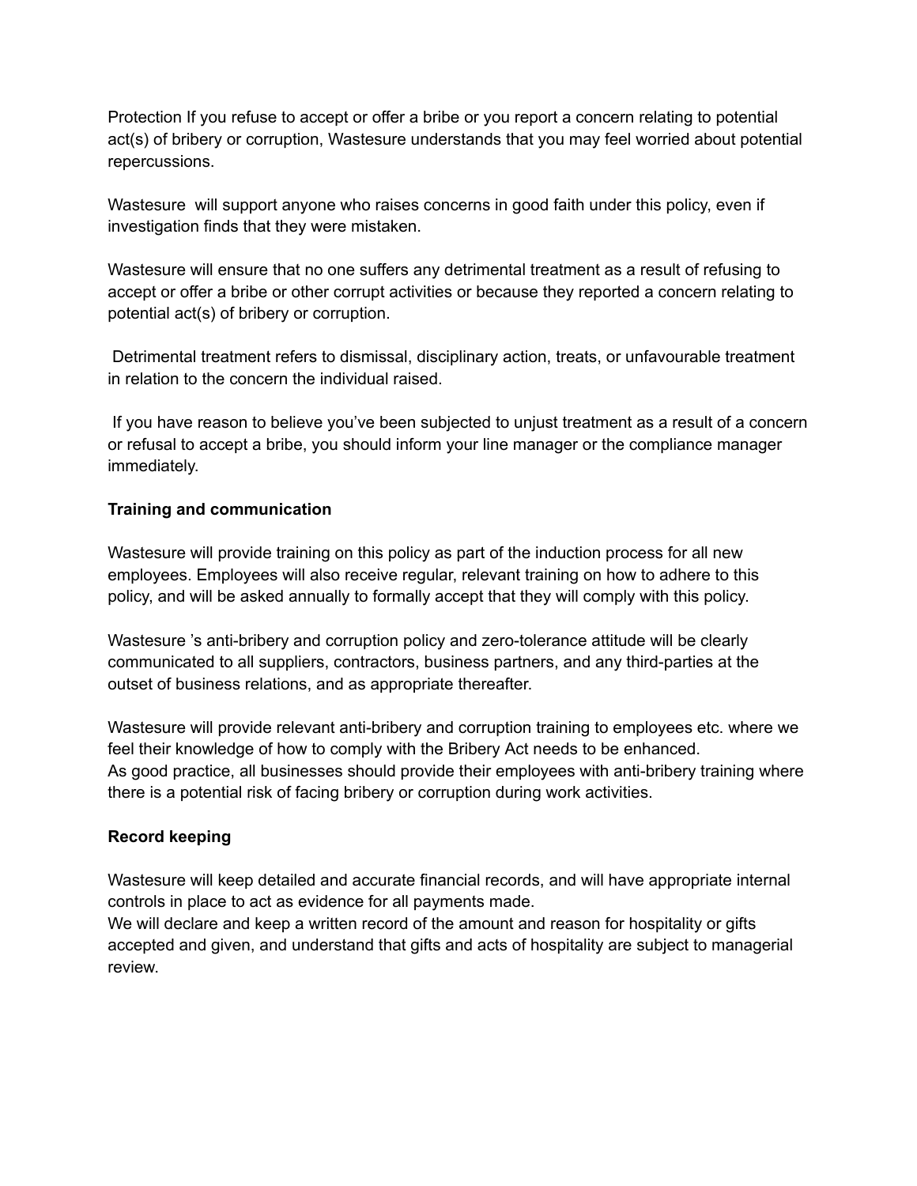Protection If you refuse to accept or offer a bribe or you report a concern relating to potential act(s) of bribery or corruption, Wastesure understands that you may feel worried about potential repercussions.

Wastesure will support anyone who raises concerns in good faith under this policy, even if investigation finds that they were mistaken.

Wastesure will ensure that no one suffers any detrimental treatment as a result of refusing to accept or offer a bribe or other corrupt activities or because they reported a concern relating to potential act(s) of bribery or corruption.

Detrimental treatment refers to dismissal, disciplinary action, treats, or unfavourable treatment in relation to the concern the individual raised.

If you have reason to believe you've been subjected to unjust treatment as a result of a concern or refusal to accept a bribe, you should inform your line manager or the compliance manager immediately.

**Training and communication**

Wastesure will provide training on this policy as part of the induction process for all new employees. Employees will also receive regular, relevant training on how to adhere to this policy, and will be asked annually to formally accept that they will comply with this policy.

Wastesure 's anti-bribery and corruption policy and zero-tolerance attitude will be clearly communicated to all suppliers, contractors, business partners, and any third-parties at the outset of business relations, and as appropriate thereafter.

Wastesure will provide relevant anti-bribery and corruption training to employees etc. where we feel their knowledge of how to comply with the Bribery Act needs to be enhanced.
As good practice, all businesses should provide their employees with anti-bribery training where there is a potential risk of facing bribery or corruption during work activities.

**Record keeping**

Wastesure will keep detailed and accurate financial records, and will have appropriate internal controls in place to act as evidence for all payments made.
We will declare and keep a written record of the amount and reason for hospitality or gifts accepted and given, and understand that gifts and acts of hospitality are subject to managerial review.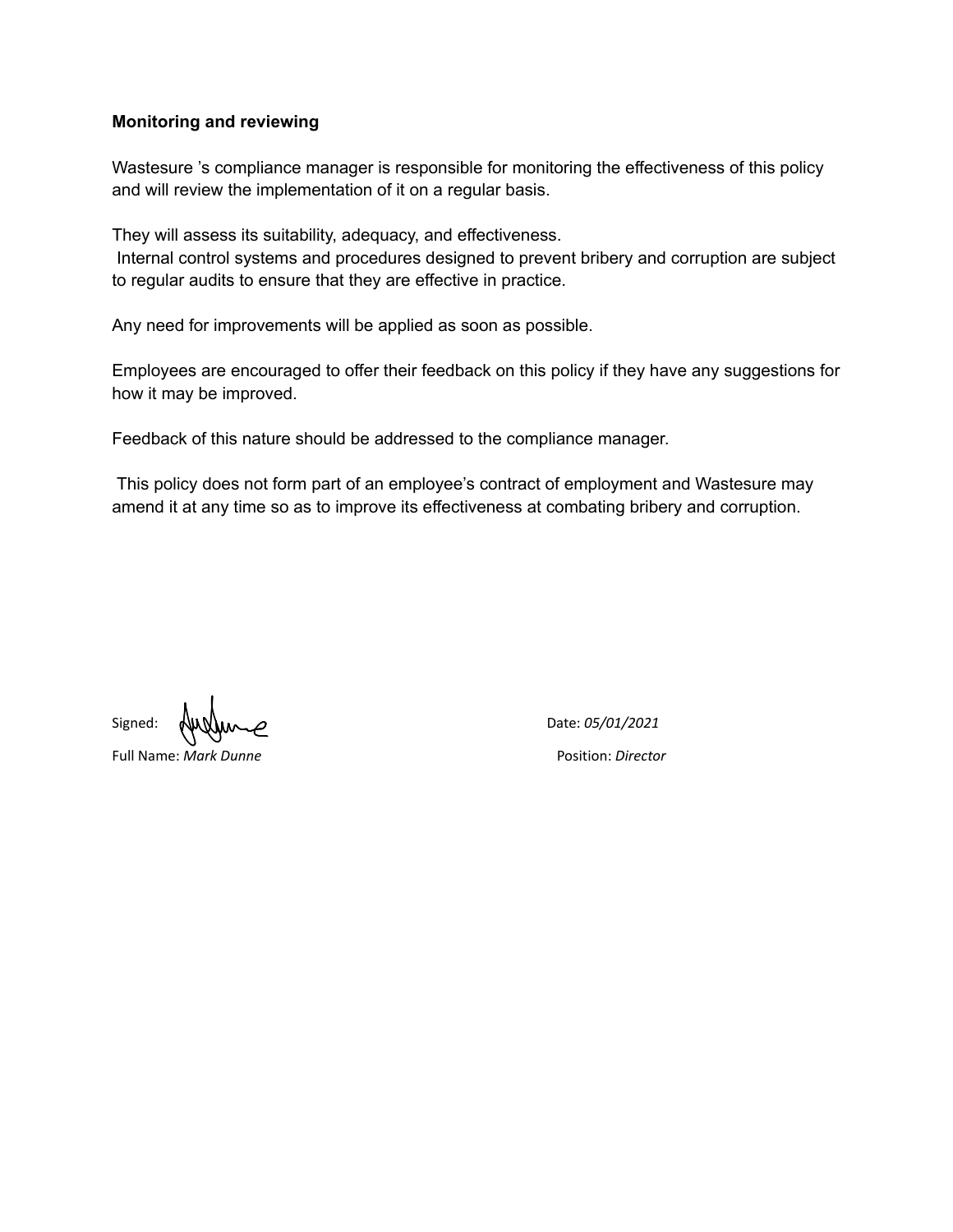**Monitoring and reviewing**

Wastesure 's compliance manager is responsible for monitoring the effectiveness of this policy and will review the implementation of it on a regular basis.

They will assess its suitability, adequacy, and effectiveness.
Internal control systems and procedures designed to prevent bribery and corruption are subject to regular audits to ensure that they are effective in practice.

Any need for improvements will be applied as soon as possible.

Employees are encouraged to offer their feedback on this policy if they have any suggestions for how it may be improved.

Feedback of this nature should be addressed to the compliance manager.

This policy does not form part of an employee's contract of employment and Wastesure may amend it at any time so as to improve its effectiveness at combating bribery and corruption.

Signed: Date: *05/01/2021*

Full Name: *Mark Dunne* Position: *Director*